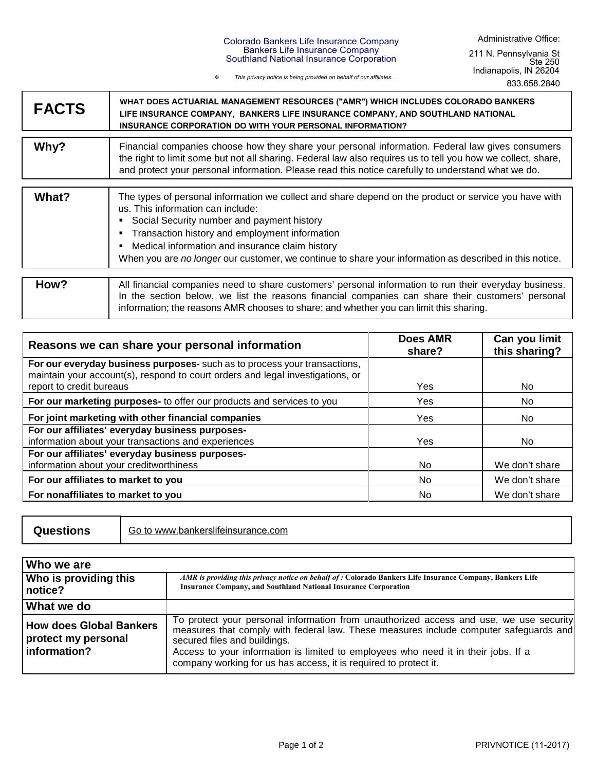Colorado Bankers Life Insurance Company
Bankers Life Insurance Company
Southland National Insurance Corporation

Administrative Office:
211 N. Pennsylvania St
Ste 250
Indianapolis, IN 26204
833.658.2840

❖ *This privacy notice is being provided on behalf of our affiliates. .*

| **FACTS** | **WHAT DOES ACTUARIAL MANAGEMENT RESOURCES ("AMR") WHICH INCLUDES COLORADO BANKERS LIFE INSURANCE COMPANY, BANKERS LIFE INSURANCE COMPANY, AND SOUTHLAND NATIONAL INSURANCE CORPORATION DO WITH YOUR PERSONAL INFORMATION?** |
|---|---|

| **Why?** | Financial companies choose how they share your personal information. Federal law gives consumers the right to limit some but not all sharing. Federal law also requires us to tell you how we collect, share, and protect your personal information. Please read this notice carefully to understand what we do. |
|---|---|

| **What?** | The types of personal information we collect and share depend on the product or service you have with us. This information can include:<br>▪ Social Security number and payment history<br>▪ Transaction history and employment information<br>▪ Medical information and insurance claim history<br>When you are *no longer* our customer, we continue to share your information as described in this notice. |
|---|---|

| **How?** | All financial companies need to share customers' personal information to run their everyday business. In the section below, we list the reasons financial companies can share their customers' personal information; the reasons AMR chooses to share; and whether you can limit this sharing. |
|---|---|

| Reasons we can share your personal information | Does AMR share? | Can you limit this sharing? |
|---|---|---|
| **For our everyday business purposes-** such as to process your transactions, maintain your account(s), respond to court orders and legal investigations, or report to credit bureaus | Yes | No |
| **For our marketing purposes-** to offer our products and services to you | Yes | No |
| **For joint marketing with other financial companies** | Yes | No |
| **For our affiliates' everyday business purposes-** information about your transactions and experiences | Yes | No |
| **For our affiliates' everyday business purposes-** information about your creditworthiness | No | We don't share |
| **For our affiliates to market to you** | No | We don't share |
| **For nonaffiliates to market to you** | No | We don't share |

| **Questions** | Go to www.bankerslifeinsurance.com |
|---|---|

| **Who we are** | |
|---|---|
| **Who is providing this notice?** | *AMR is providing this privacy notice on behalf of :* **Colorado Bankers Life Insurance Company, Bankers Life Insurance Company, and Southland National Insurance Corporation** |
| **What we do** | |
| **How does Global Bankers protect my personal information?** | To protect your personal information from unauthorized access and use, we use security measures that comply with federal law. These measures include computer safeguards and secured files and buildings.<br>Access to your information is limited to employees who need it in their jobs. If a company working for us has access, it is required to protect it. |

PRIVNOTICE (11-2017)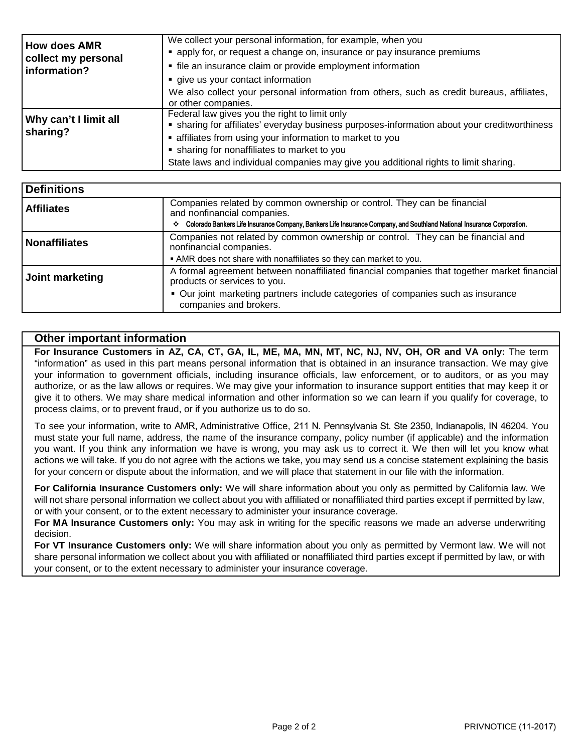| | |
|---|---|
| **How does AMR collect my personal information?** | We collect your personal information, for example, when you<br>▪ apply for, or request a change on, insurance or pay insurance premiums<br>▪ file an insurance claim or provide employment information<br>▪ give us your contact information<br>We also collect your personal information from others, such as credit bureaus, affiliates, or other companies. |
| **Why can't I limit all sharing?** | Federal law gives you the right to limit only<br>▪ sharing for affiliates' everyday business purposes-information about your creditworthiness<br>▪ affiliates from using your information to market to you<br>▪ sharing for nonaffiliates to market to you<br>State laws and individual companies may give you additional rights to limit sharing. |

| **Definitions** | |
|---|---|
| **Affiliates** | Companies related by common ownership or control. They can be financial and nonfinancial companies.<br>❖ Colorado Bankers Life Insurance Company, Bankers Life Insurance Company, and Southland National Insurance Corporation. |
| **Nonaffiliates** | Companies not related by common ownership or control. They can be financial and nonfinancial companies.<br>▪ AMR does not share with nonaffiliates so they can market to you. |
| **Joint marketing** | A formal agreement between nonaffiliated financial companies that together market financial products or services to you.<br>▪ Our joint marketing partners include categories of companies such as insurance companies and brokers. |

## Other important information

**For Insurance Customers in AZ, CA, CT, GA, IL, ME, MA, MN, MT, NC, NJ, NV, OH, OR and VA only:** The term "information" as used in this part means personal information that is obtained in an insurance transaction. We may give your information to government officials, including insurance officials, law enforcement, or to auditors, or as you may authorize, or as the law allows or requires. We may give your information to insurance support entities that may keep it or give it to others. We may share medical information and other information so we can learn if you qualify for coverage, to process claims, or to prevent fraud, or if you authorize us to do so.

To see your information, write to AMR, Administrative Office, 211 N. Pennsylvania St. Ste 2350, Indianapolis, IN 46204. You must state your full name, address, the name of the insurance company, policy number (if applicable) and the information you want. If you think any information we have is wrong, you may ask us to correct it. We then will let you know what actions we will take. If you do not agree with the actions we take, you may send us a concise statement explaining the basis for your concern or dispute about the information, and we will place that statement in our file with the information.

**For California Insurance Customers only:** We will share information about you only as permitted by California law. We will not share personal information we collect about you with affiliated or nonaffiliated third parties except if permitted by law, or with your consent, or to the extent necessary to administer your insurance coverage.

**For MA Insurance Customers only:** You may ask in writing for the specific reasons we made an adverse underwriting decision.

**For VT Insurance Customers only:** We will share information about you only as permitted by Vermont law. We will not share personal information we collect about you with affiliated or nonaffiliated third parties except if permitted by law, or with your consent, or to the extent necessary to administer your insurance coverage.

PRIVNOTICE (11-2017)